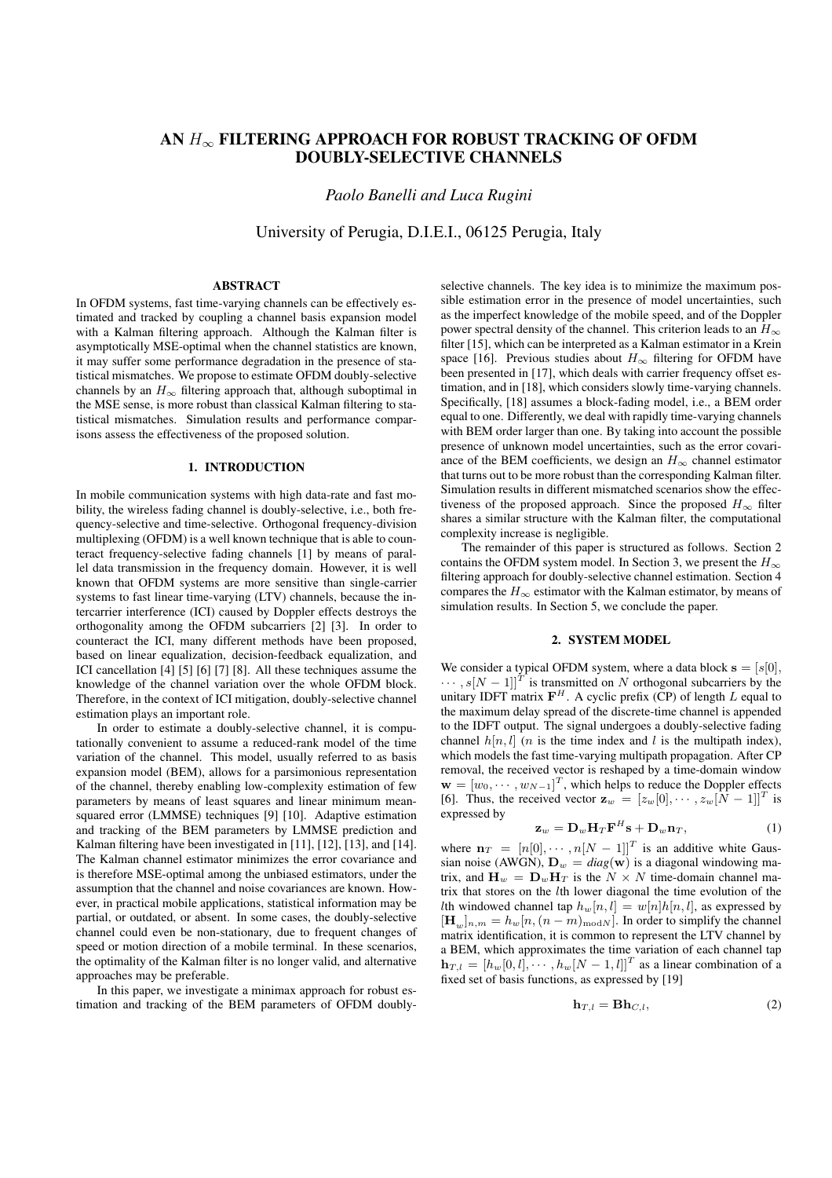# AN $H_\infty$ FILTERING APPROACH FOR ROBUST TRACKING OF OFDM DOUBLY-SELECTIVE CHANNELS

*Paolo Banelli and Luca Rugini*

University of Perugia, D.I.E.I., 06125 Perugia, Italy

## ABSTRACT

In OFDM systems, fast time-varying channels can be effectively estimated and tracked by coupling a channel basis expansion model with a Kalman filtering approach. Although the Kalman filter is asymptotically MSE-optimal when the channel statistics are known, it may suffer some performance degradation in the presence of statistical mismatches. We propose to estimate OFDM doubly-selective channels by an $H_\infty$ filtering approach that, although suboptimal in the MSE sense, is more robust than classical Kalman filtering to statistical mismatches. Simulation results and performance comparisons assess the effectiveness of the proposed solution.

## 1. INTRODUCTION

In mobile communication systems with high data-rate and fast mobility, the wireless fading channel is doubly-selective, i.e., both frequency-selective and time-selective. Orthogonal frequency-division multiplexing (OFDM) is a well known technique that is able to counteract frequency-selective fading channels [1] by means of parallel data transmission in the frequency domain. However, it is well known that OFDM systems are more sensitive than single-carrier systems to fast linear time-varying (LTV) channels, because the intercarrier interference (ICI) caused by Doppler effects destroys the orthogonality among the OFDM subcarriers [2] [3]. In order to counteract the ICI, many different methods have been proposed, based on linear equalization, decision-feedback equalization, and ICI cancellation [4] [5] [6] [7] [8]. All these techniques assume the knowledge of the channel variation over the whole OFDM block. Therefore, in the context of ICI mitigation, doubly-selective channel estimation plays an important role.

In order to estimate a doubly-selective channel, it is computationally convenient to assume a reduced-rank model of the time variation of the channel. This model, usually referred to as basis expansion model (BEM), allows for a parsimonious representation of the channel, thereby enabling low-complexity estimation of few parameters by means of least squares and linear minimum mean-squared error (LMMSE) techniques [9] [10]. Adaptive estimation and tracking of the BEM parameters by LMMSE prediction and Kalman filtering have been investigated in [11], [12], [13], and [14]. The Kalman channel estimator minimizes the error covariance and is therefore MSE-optimal among the unbiased estimators, under the assumption that the channel and noise covariances are known. However, in practical mobile applications, statistical information may be partial, or outdated, or absent. In some cases, the doubly-selective channel could even be non-stationary, due to frequent changes of speed or motion direction of a mobile terminal. In these scenarios, the optimality of the Kalman filter is no longer valid, and alternative approaches may be preferable.

In this paper, we investigate a minimax approach for robust estimation and tracking of the BEM parameters of OFDM doubly-selective channels. The key idea is to minimize the maximum possible estimation error in the presence of model uncertainties, such as the imperfect knowledge of the mobile speed, and of the Doppler power spectral density of the channel. This criterion leads to an $H_\infty$ filter [15], which can be interpreted as a Kalman estimator in a Krein space [16]. Previous studies about $H_\infty$ filtering for OFDM have been presented in [17], which deals with carrier frequency offset estimation, and in [18], which considers slowly time-varying channels. Specifically, [18] assumes a block-fading model, i.e., a BEM order equal to one. Differently, we deal with rapidly time-varying channels with BEM order larger than one. By taking into account the possible presence of unknown model uncertainties, such as the error covariance of the BEM coefficients, we design an $H_\infty$ channel estimator that turns out to be more robust than the corresponding Kalman filter. Simulation results in different mismatched scenarios show the effectiveness of the proposed approach. Since the proposed $H_\infty$ filter shares a similar structure with the Kalman filter, the computational complexity increase is negligible.

The remainder of this paper is structured as follows. Section 2 contains the OFDM system model. In Section 3, we present the $H_\infty$ filtering approach for doubly-selective channel estimation. Section 4 compares the $H_\infty$ estimator with the Kalman estimator, by means of simulation results. In Section 5, we conclude the paper.

## 2. SYSTEM MODEL

We consider a typical OFDM system, where a data block $\mathbf{s} = [s[0], \cdots, s[N-1]]^T$ is transmitted on $N$ orthogonal subcarriers by the unitary IDFT matrix $\mathbf{F}^H$. A cyclic prefix (CP) of length $L$ equal to the maximum delay spread of the discrete-time channel is appended to the IDFT output. The signal undergoes a doubly-selective fading channel $h[n, l]$ ($n$ is the time index and $l$ is the multipath index), which models the fast time-varying multipath propagation. After CP removal, the received vector is reshaped by a time-domain window $\mathbf{w} = [w_0, \cdots, w_{N-1}]^T$, which helps to reduce the Doppler effects [6]. Thus, the received vector $\mathbf{z}_w = [z_w[0], \cdots, z_w[N-1]]^T$ is expressed by

$$\mathbf{z}_w = \mathbf{D}_w \mathbf{H}_T \mathbf{F}^H \mathbf{s} + \mathbf{D}_w \mathbf{n}_T, \tag{1}$$

where $\mathbf{n}_T = [n[0], \cdots, n[N-1]]^T$ is an additive white Gaussian noise (AWGN), $\mathbf{D}_w = \mathit{diag}(\mathbf{w})$ is a diagonal windowing matrix, and $\mathbf{H}_w = \mathbf{D}_w \mathbf{H}_T$ is the $N \times N$ time-domain channel matrix that stores on the $l$th lower diagonal the time evolution of the $l$th windowed channel tap $h_w[n, l] = w[n]h[n, l]$, as expressed by $[\mathbf{H}_w]_{n,m} = h_w[n, (n-m)_{\text{mod}N}]$. In order to simplify the channel matrix identification, it is common to represent the LTV channel by a BEM, which approximates the time variation of each channel tap $\mathbf{h}_{T,l} = [h_w[0, l], \cdots, h_w[N-1, l]]^T$ as a linear combination of a fixed set of basis functions, as expressed by [19]

$$\mathbf{h}_{T,l} = \mathbf{B}\mathbf{h}_{C,l}, \tag{2}$$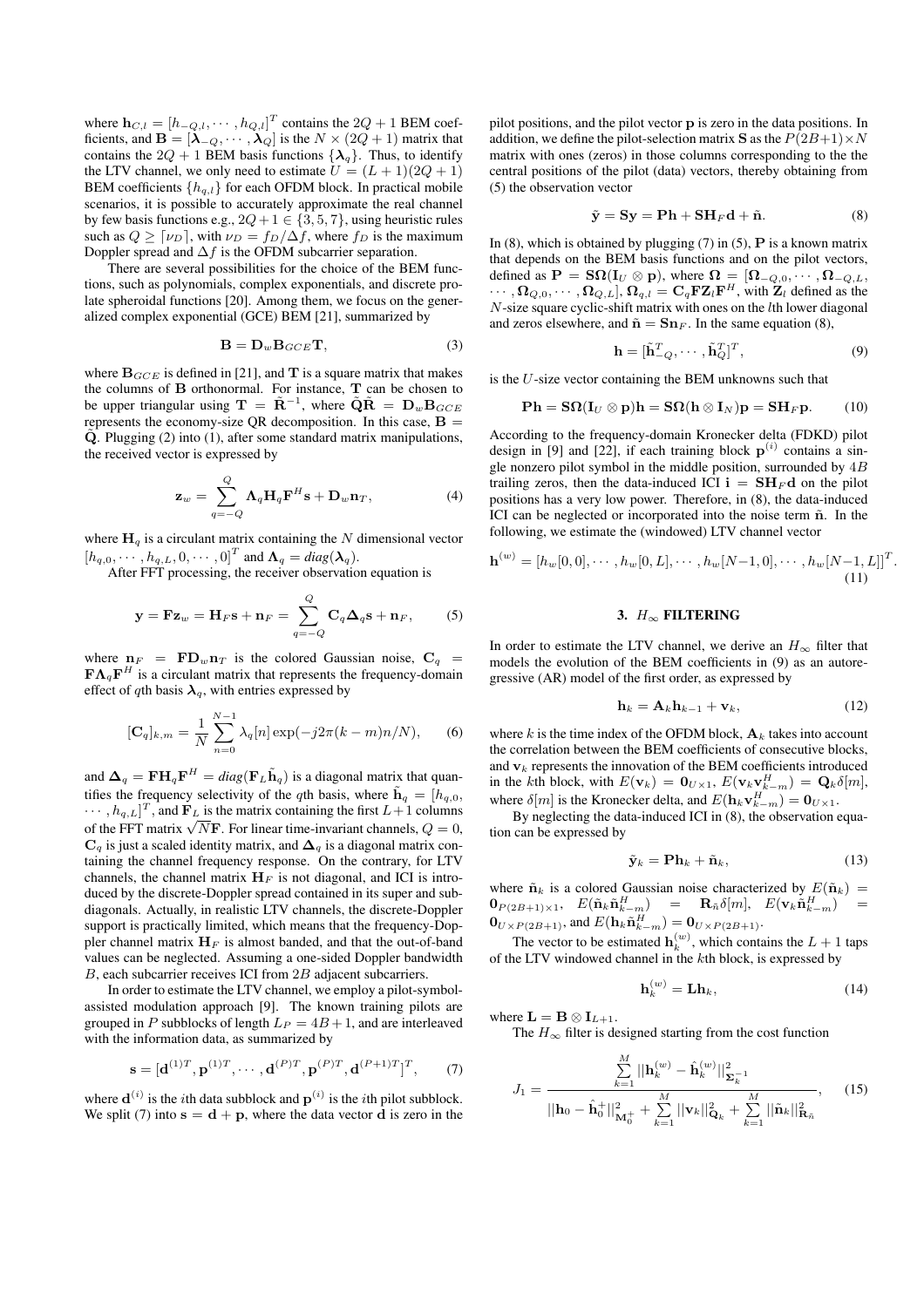where $\mathbf{h}_{C,l} = [h_{-Q,l}, \cdots, h_{Q,l}]^T$ contains the $2Q+1$ BEM coefficients, and $\mathbf{B} = [\boldsymbol{\lambda}_{-Q}, \cdots, \boldsymbol{\lambda}_Q]$ is the $N \times (2Q+1)$ matrix that contains the $2Q+1$ BEM basis functions $\{\boldsymbol{\lambda}_q\}$. Thus, to identify the LTV channel, we only need to estimate $U = (L+1)(2Q+1)$ BEM coefficients $\{h_{q,l}\}$ for each OFDM block. In practical mobile scenarios, it is possible to accurately approximate the real channel by few basis functions e.g., $2Q+1 \in \{3, 5, 7\}$, using heuristic rules such as $Q \geq \lceil \nu_D \rceil$, with $\nu_D = f_D/\Delta f$, where $f_D$ is the maximum Doppler spread and $\Delta f$ is the OFDM subcarrier separation.

There are several possibilities for the choice of the BEM functions, such as polynomials, complex exponentials, and discrete prolate spheroidal functions [20]. Among them, we focus on the generalized complex exponential (GCE) BEM [21], summarized by

$$\mathbf{B} = \mathbf{D}_w \mathbf{B}_{GCE} \mathbf{T}, \tag{3}$$

where $\mathbf{B}_{GCE}$ is defined in [21], and $\mathbf{T}$ is a square matrix that makes the columns of $\mathbf{B}$ orthonormal. For instance, $\mathbf{T}$ can be chosen to be upper triangular using $\mathbf{T} = \tilde{\mathbf{R}}^{-1}$, where $\tilde{\mathbf{Q}}\tilde{\mathbf{R}} = \mathbf{D}_w \mathbf{B}_{GCE}$ represents the economy-size QR decomposition. In this case, $\mathbf{B} = \tilde{\mathbf{Q}}$. Plugging (2) into (1), after some standard matrix manipulations, the received vector is expressed by

$$\mathbf{z}_w = \sum_{q=-Q}^{Q} \boldsymbol{\Lambda}_q \mathbf{H}_q \mathbf{F}^H \mathbf{s} + \mathbf{D}_w \mathbf{n}_T, \tag{4}$$

where $\mathbf{H}_q$ is a circulant matrix containing the $N$ dimensional vector $[h_{q,0}, \cdots, h_{q,L}, 0, \cdots, 0]^T$ and $\boldsymbol{\Lambda}_q = diag(\boldsymbol{\lambda}_q)$.

After FFT processing, the receiver observation equation is

$$\mathbf{y} = \mathbf{F}\mathbf{z}_w = \mathbf{H}_F \mathbf{s} + \mathbf{n}_F = \sum_{q=-Q}^{Q} \mathbf{C}_q \boldsymbol{\Delta}_q \mathbf{s} + \mathbf{n}_F, \tag{5}$$

where $\mathbf{n}_F = \mathbf{F}\mathbf{D}_w \mathbf{n}_T$ is the colored Gaussian noise, $\mathbf{C}_q = \mathbf{F}\boldsymbol{\Lambda}_q \mathbf{F}^H$ is a circulant matrix that represents the frequency-domain effect of $q$th basis $\boldsymbol{\lambda}_q$, with entries expressed by

$$[\mathbf{C}_q]_{k,m} = \frac{1}{N} \sum_{n=0}^{N-1} \lambda_q[n] \exp(-j2\pi(k-m)n/N), \tag{6}$$

and $\boldsymbol{\Delta}_q = \mathbf{F}\mathbf{H}_q \mathbf{F}^H = diag(\mathbf{F}_L \tilde{\mathbf{h}}_q)$ is a diagonal matrix that quantifies the frequency selectivity of the $q$th basis, where $\tilde{\mathbf{h}}_q = [h_{q,0}, \cdots, h_{q,L}]^T$, and $\mathbf{F}_L$ is the matrix containing the first $L+1$ columns of the FFT matrix $\sqrt{N}\mathbf{F}$. For linear time-invariant channels, $Q = 0$, $\mathbf{C}_q$ is just a scaled identity matrix, and $\boldsymbol{\Delta}_q$ is a diagonal matrix containing the channel frequency response. On the contrary, for LTV channels, the channel matrix $\mathbf{H}_F$ is not diagonal, and ICI is introduced by the discrete-Doppler spread contained in its super and subdiagonals. Actually, in realistic LTV channels, the discrete-Doppler support is practically limited, which means that the frequency-Doppler channel matrix $\mathbf{H}_F$ is almost banded, and that the out-of-band values can be neglected. Assuming a one-sided Doppler bandwidth $B$, each subcarrier receives ICI from $2B$ adjacent subcarriers.

In order to estimate the LTV channel, we employ a pilot-symbol-assisted modulation approach [9]. The known training pilots are grouped in $P$ subblocks of length $L_P = 4B+1$, and are interleaved with the information data, as summarized by

$$\mathbf{s} = [\mathbf{d}^{(1)T}, \mathbf{p}^{(1)T}, \cdots, \mathbf{d}^{(P)T}, \mathbf{p}^{(P)T}, \mathbf{d}^{(P+1)T}]^T, \tag{7}$$

where $\mathbf{d}^{(i)}$ is the $i$th data subblock and $\mathbf{p}^{(i)}$ is the $i$th pilot subblock. We split (7) into $\mathbf{s} = \mathbf{d} + \mathbf{p}$, where the data vector $\mathbf{d}$ is zero in the pilot positions, and the pilot vector $\mathbf{p}$ is zero in the data positions. In addition, we define the pilot-selection matrix $\mathbf{S}$ as the $P(2B+1) \times N$ matrix with ones (zeros) in those columns corresponding to the the central positions of the pilot (data) vectors, thereby obtaining from (5) the observation vector

$$\tilde{\mathbf{y}} = \mathbf{S}\mathbf{y} = \mathbf{P}\mathbf{h} + \mathbf{S}\mathbf{H}_F \mathbf{d} + \tilde{\mathbf{n}}. \tag{8}$$

In (8), which is obtained by plugging (7) in (5), $\mathbf{P}$ is a known matrix that depends on the BEM basis functions and on the pilot vectors, defined as $\mathbf{P} = \mathbf{S}\boldsymbol{\Omega}(\mathbf{I}_U \otimes \mathbf{p})$, where $\boldsymbol{\Omega} = [\boldsymbol{\Omega}_{-Q,0}, \cdots, \boldsymbol{\Omega}_{-Q,L}, \cdots, \boldsymbol{\Omega}_{Q,0}, \cdots, \boldsymbol{\Omega}_{Q,L}]$, $\boldsymbol{\Omega}_{q,l} = \mathbf{C}_q \mathbf{F} \mathbf{Z}_l \mathbf{F}^H$, with $\mathbf{Z}_l$ defined as the $N$-size square cyclic-shift matrix with ones on the $l$th lower diagonal and zeros elsewhere, and $\tilde{\mathbf{n}} = \mathbf{S}\mathbf{n}_F$. In the same equation (8),

$$\mathbf{h} = [\tilde{\mathbf{h}}_{-Q}^T, \cdots, \tilde{\mathbf{h}}_Q^T]^T, \tag{9}$$

is the $U$-size vector containing the BEM unknowns such that

$$\mathbf{P}\mathbf{h} = \mathbf{S}\boldsymbol{\Omega}(\mathbf{I}_U \otimes \mathbf{p})\mathbf{h} = \mathbf{S}\boldsymbol{\Omega}(\mathbf{h} \otimes \mathbf{I}_N)\mathbf{p} = \mathbf{S}\mathbf{H}_F \mathbf{p}. \tag{10}$$

According to the frequency-domain Kronecker delta (FDKD) pilot design in [9] and [22], if each training block $\mathbf{p}^{(i)}$ contains a single nonzero pilot symbol in the middle position, surrounded by $4B$ trailing zeros, then the data-induced ICI $\mathbf{i} = \mathbf{S}\mathbf{H}_F \mathbf{d}$ on the pilot positions has a very low power. Therefore, in (8), the data-induced ICI can be neglected or incorporated into the noise term $\tilde{\mathbf{n}}$. In the following, we estimate the (windowed) LTV channel vector

$$\mathbf{h}^{(w)} = [h_w[0,0], \cdots, h_w[0,L], \cdots, h_w[N-1,0], \cdots, h_w[N-1,L]]^T. \tag{11}$$

## 3. $H_\infty$ FILTERING

In order to estimate the LTV channel, we derive an $H_\infty$ filter that models the evolution of the BEM coefficients in (9) as an autoregressive (AR) model of the first order, as expressed by

$$\mathbf{h}_k = \mathbf{A}_k \mathbf{h}_{k-1} + \mathbf{v}_k, \tag{12}$$

where $k$ is the time index of the OFDM block, $\mathbf{A}_k$ takes into account the correlation between the BEM coefficients of consecutive blocks, and $\mathbf{v}_k$ represents the innovation of the BEM coefficients introduced in the $k$th block, with $E(\mathbf{v}_k) = \mathbf{0}_{U \times 1}$, $E(\mathbf{v}_k \mathbf{v}_{k-m}^H) = \mathbf{Q}_k \delta[m]$, where $\delta[m]$ is the Kronecker delta, and $E(\mathbf{h}_k \mathbf{v}_{k-m}^H) = \mathbf{0}_{U \times 1}$.

By neglecting the data-induced ICI in (8), the observation equation can be expressed by

$$\tilde{\mathbf{y}}_k = \mathbf{P}\mathbf{h}_k + \tilde{\mathbf{n}}_k, \tag{13}$$

where $\tilde{\mathbf{n}}_k$ is a colored Gaussian noise characterized by $E(\tilde{\mathbf{n}}_k) = \mathbf{0}_{P(2B+1) \times 1}$, $E(\tilde{\mathbf{n}}_k \tilde{\mathbf{n}}_{k-m}^H) = \mathbf{R}_{\tilde{n}} \delta[m]$, $E(\mathbf{v}_k \tilde{\mathbf{n}}_{k-m}^H) = \mathbf{0}_{U \times P(2B+1)}$, and $E(\mathbf{h}_k \tilde{\mathbf{n}}_{k-m}^H) = \mathbf{0}_{U \times P(2B+1)}$.

The vector to be estimated $\mathbf{h}_k^{(w)}$, which contains the $L+1$ taps of the LTV windowed channel in the $k$th block, is expressed by

$$\mathbf{h}_k^{(w)} = \mathbf{L}\mathbf{h}_k, \tag{14}$$

where $\mathbf{L} = \mathbf{B} \otimes \mathbf{I}_{L+1}$.

The $H_\infty$ filter is designed starting from the cost function

$$J_1 = \frac{\sum_{k=1}^{M} ||\mathbf{h}_k^{(w)} - \hat{\mathbf{h}}_k^{(w)}||_{\boldsymbol{\Sigma}_k^{-1}}^2}{||\mathbf{h}_0 - \hat{\mathbf{h}}_0^+||_{\mathbf{M}_0^+}^2 + \sum_{k=1}^{M} ||\mathbf{v}_k||_{\mathbf{Q}_k}^2 + \sum_{k=1}^{M} ||\tilde{\mathbf{n}}_k||_{\mathbf{R}_{\tilde{n}}}^2}, \tag{15}$$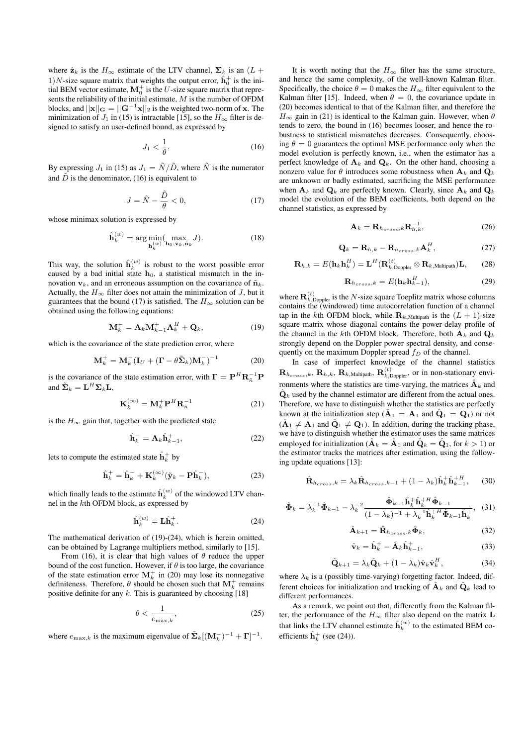where $\hat{\mathbf{z}}_k$ is the $H_\infty$ estimate of the LTV channel, $\mathbf{\Sigma}_k$ is an $(L+1)N$-size square matrix that weights the output error, $\hat{\mathbf{h}}_0^+$ is the initial BEM vector estimate, $\mathbf{M}_0^+$ is the $U$-size square matrix that represents the reliability of the initial estimate, $M$ is the number of OFDM blocks, and $||\mathbf{x}||_{\mathbf{G}} = ||\mathbf{G}^{-1}\mathbf{x}||_2$ is the weighted two-norm of $\mathbf{x}$. The minimization of $J_1$ in (15) is intractable [15], so the $H_\infty$ filter is designed to satisfy an user-defined bound, as expressed by

$$J_1 < \frac{1}{\theta}. \tag{16}$$

By expressing $J_1$ in (15) as $J_1 = \tilde{N}/\tilde{D}$, where $\tilde{N}$ is the numerator and $\tilde{D}$ is the denominator, (16) is equivalent to

$$J = \tilde{N} - \frac{\tilde{D}}{\theta} < 0, \tag{17}$$

whose minimax solution is expressed by

$$\hat{\mathbf{h}}_k^{(w)} = \arg\min_{\mathbf{h}_k^{(w)}} \left( \max_{\mathbf{h}_0, \mathbf{v}_k, \tilde{\mathbf{n}}_k} J \right). \tag{18}$$

This way, the solution $\hat{\mathbf{h}}_k^{(w)}$ is robust to the worst possible error caused by a bad initial state $\mathbf{h}_0$, a statistical mismatch in the innovation $\mathbf{v}_k$, and an erroneous assumption on the covariance of $\tilde{\mathbf{n}}_k$. Actually, the $H_\infty$ filter does not attain the minimization of $J$, but it guarantees that the bound (17) is satisfied. The $H_\infty$ solution can be obtained using the following equations:

$$\mathbf{M}_k^- = \mathbf{A}_k \mathbf{M}_{k-1}^+ \mathbf{A}_k^H + \mathbf{Q}_k, \tag{19}$$

which is the covariance of the state prediction error, where

$$\mathbf{M}_k^+ = \mathbf{M}_k^- (\mathbf{I}_U + (\mathbf{\Gamma} - \theta \tilde{\mathbf{\Sigma}}_k)\mathbf{M}_k^-)^{-1} \tag{20}$$

is the covariance of the state estimation error, with $\mathbf{\Gamma} = \mathbf{P}^H \mathbf{R}_{\tilde{n}}^{-1} \mathbf{P}$ and $\tilde{\mathbf{\Sigma}}_k = \mathbf{L}^H \mathbf{\Sigma}_k \mathbf{L}$,

$$\mathbf{K}_k^{(\infty)} = \mathbf{M}_k^+ \mathbf{P}^H \mathbf{R}_{\tilde{n}}^{-1} \tag{21}$$

is the $H_\infty$ gain that, together with the predicted state

$$\hat{\mathbf{h}}_k^- = \mathbf{A}_k \hat{\mathbf{h}}_{k-1}^+, \tag{22}$$

lets to compute the estimated state $\hat{\mathbf{h}}_k^+$ by

$$\hat{\mathbf{h}}_k^+ = \hat{\mathbf{h}}_k^- + \mathbf{K}_k^{(\infty)} (\tilde{\mathbf{y}}_k - \mathbf{P}\hat{\mathbf{h}}_k^-), \tag{23}$$

which finally leads to the estimate $\hat{\mathbf{h}}_k^{(w)}$ of the windowed LTV channel in the $k$th OFDM block, as expressed by

$$\hat{\mathbf{h}}_k^{(w)} = \mathbf{L}\hat{\mathbf{h}}_k^+. \tag{24}$$

The mathematical derivation of (19)-(24), which is herein omitted, can be obtained by Lagrange multipliers method, similarly to [15].

From (16), it is clear that high values of $\theta$ reduce the upper bound of the cost function. However, if $\theta$ is too large, the covariance of the state estimation error $\mathbf{M}_k^+$ in (20) may lose its nonnegative definiteness. Therefore, $\theta$ should be chosen such that $\mathbf{M}_k^+$ remains positive definite for any $k$. This is guaranteed by choosing [18]

$$\theta < \frac{1}{e_{\max,k}}, \tag{25}$$

where $e_{\max,k}$ is the maximum eigenvalue of $\tilde{\mathbf{\Sigma}}_k[(\mathbf{M}_k^-)^{-1} + \mathbf{\Gamma}]^{-1}$.

It is worth noting that the $H_\infty$ filter has the same structure, and hence the same complexity, of the well-known Kalman filter. Specifically, the choice $\theta = 0$ makes the $H_\infty$ filter equivalent to the Kalman filter [15]. Indeed, when $\theta = 0$, the covariance update in (20) becomes identical to that of the Kalman filter, and therefore the $H_\infty$ gain in (21) is identical to the Kalman gain. However, when $\theta$ tends to zero, the bound in (16) becomes looser, and hence the robustness to statistical mismatches decreases. Consequently, choosing $\theta = 0$ guarantees the optimal MSE performance only when the model evolution is perfectly known, i.e., when the estimator has a perfect knowledge of $\mathbf{A}_k$ and $\mathbf{Q}_k$. On the other hand, choosing a nonzero value for $\theta$ introduces some robustness when $\mathbf{A}_k$ and $\mathbf{Q}_k$ are unknown or badly estimated, sacrificing the MSE performance when $\mathbf{A}_k$ and $\mathbf{Q}_k$ are perfectly known. Clearly, since $\mathbf{A}_k$ and $\mathbf{Q}_k$ model the evolution of the BEM coefficients, both depend on the channel statistics, as expressed by

$$\mathbf{A}_k = \mathbf{R}_{h_{cross},k} \mathbf{R}_{h,k}^{-1}, \tag{26}$$

$$\mathbf{Q}_k = \mathbf{R}_{h,k} - \mathbf{R}_{h_{cross},k} \mathbf{A}_k^H, \tag{27}$$

$$\mathbf{R}_{h,k} = E(\mathbf{h}_k \mathbf{h}_k^H) = \mathbf{L}^H (\mathbf{R}_{k,\text{Doppler}}^{(t)} \otimes \mathbf{R}_{k,\text{Multipath}}) \mathbf{L}, \tag{28}$$

$$\mathbf{R}_{h_{cross},k} = E(\mathbf{h}_k \mathbf{h}_{k-1}^H), \tag{29}$$

where $\mathbf{R}_{k,\text{Doppler}}^{(t)}$ is the $N$-size square Toeplitz matrix whose columns contains the (windowed) time autocorrelation function of a channel tap in the $k$th OFDM block, while $\mathbf{R}_{k,\text{Multipath}}$ is the $(L+1)$-size square matrix whose diagonal contains the power-delay profile of the channel in the $k$th OFDM block. Therefore, both $\mathbf{A}_k$ and $\mathbf{Q}_k$ strongly depend on the Doppler power spectral density, and consequently on the maximum Doppler spread $f_D$ of the channel.

In case of imperfect knowledge of the channel statistics $\mathbf{R}_{h_{cross},k}$, $\mathbf{R}_{h,k}$, $\mathbf{R}_{k,\text{Multipath}}$, $\mathbf{R}_{k,\text{Doppler}}^{(t)}$, or in non-stationary environments where the statistics are time-varying, the matrices $\hat{\mathbf{A}}_k$ and $\hat{\mathbf{Q}}_k$ used by the channel estimator are different from the actual ones. Therefore, we have to distinguish whether the statistics are perfectly known at the initialization step ($\hat{\mathbf{A}}_1 = \mathbf{A}_1$ and $\hat{\mathbf{Q}}_1 = \mathbf{Q}_1$) or not ($\hat{\mathbf{A}}_1 \neq \mathbf{A}_1$ and $\hat{\mathbf{Q}}_1 \neq \mathbf{Q}_1$). In addition, during the tracking phase, we have to distinguish whether the estimator uses the same matrices employed for initialization ($\hat{\mathbf{A}}_k = \hat{\mathbf{A}}_1$ and $\hat{\mathbf{Q}}_k = \hat{\mathbf{Q}}_1$, for $k > 1$) or the estimator tracks the matrices after estimation, using the following update equations [13]:

$$\hat{\mathbf{R}}_{h_{cross},k} = \lambda_k \hat{\mathbf{R}}_{h_{cross},k-1} + (1-\lambda_k)\hat{\mathbf{h}}_k^+ \hat{\mathbf{h}}_{k-1}^{+H}, \tag{30}$$

$$\hat{\mathbf{\Phi}}_k = \lambda_k^{-1} \hat{\mathbf{\Phi}}_{k-1} - \lambda_k^{-2} \frac{\hat{\mathbf{\Phi}}_{k-1} \hat{\mathbf{h}}_k^+ \hat{\mathbf{h}}_k^{+H} \hat{\mathbf{\Phi}}_{k-1}}{(1-\lambda_k)^{-1} + \lambda_k^{-1} \hat{\mathbf{h}}_k^{+H} \hat{\mathbf{\Phi}}_{k-1} \hat{\mathbf{h}}_k^+}, \tag{31}$$

$$\hat{\mathbf{A}}_{k+1} = \hat{\mathbf{R}}_{h_{cross},k} \hat{\mathbf{\Phi}}_k, \tag{32}$$

$$\hat{\mathbf{v}}_k = \hat{\mathbf{h}}_k^+ - \hat{\mathbf{A}}_k \hat{\mathbf{h}}_{k-1}^+, \tag{33}$$

$$\hat{\mathbf{Q}}_{k+1} = \lambda_k \hat{\mathbf{Q}}_k + (1-\lambda_k)\hat{\mathbf{v}}_k \hat{\mathbf{v}}_k^H, \tag{34}$$

where $\lambda_k$ is a (possibly time-varying) forgetting factor. Indeed, different choices for initialization and tracking of $\hat{\mathbf{A}}_k$ and $\hat{\mathbf{Q}}_k$ lead to different performances.

As a remark, we point out that, differently from the Kalman filter, the performance of the $H_\infty$ filter also depend on the matrix $\mathbf{L}$ that links the LTV channel estimate $\hat{\mathbf{h}}_k^{(w)}$ to the estimated BEM coefficients $\hat{\mathbf{h}}_k^+$ (see (24)).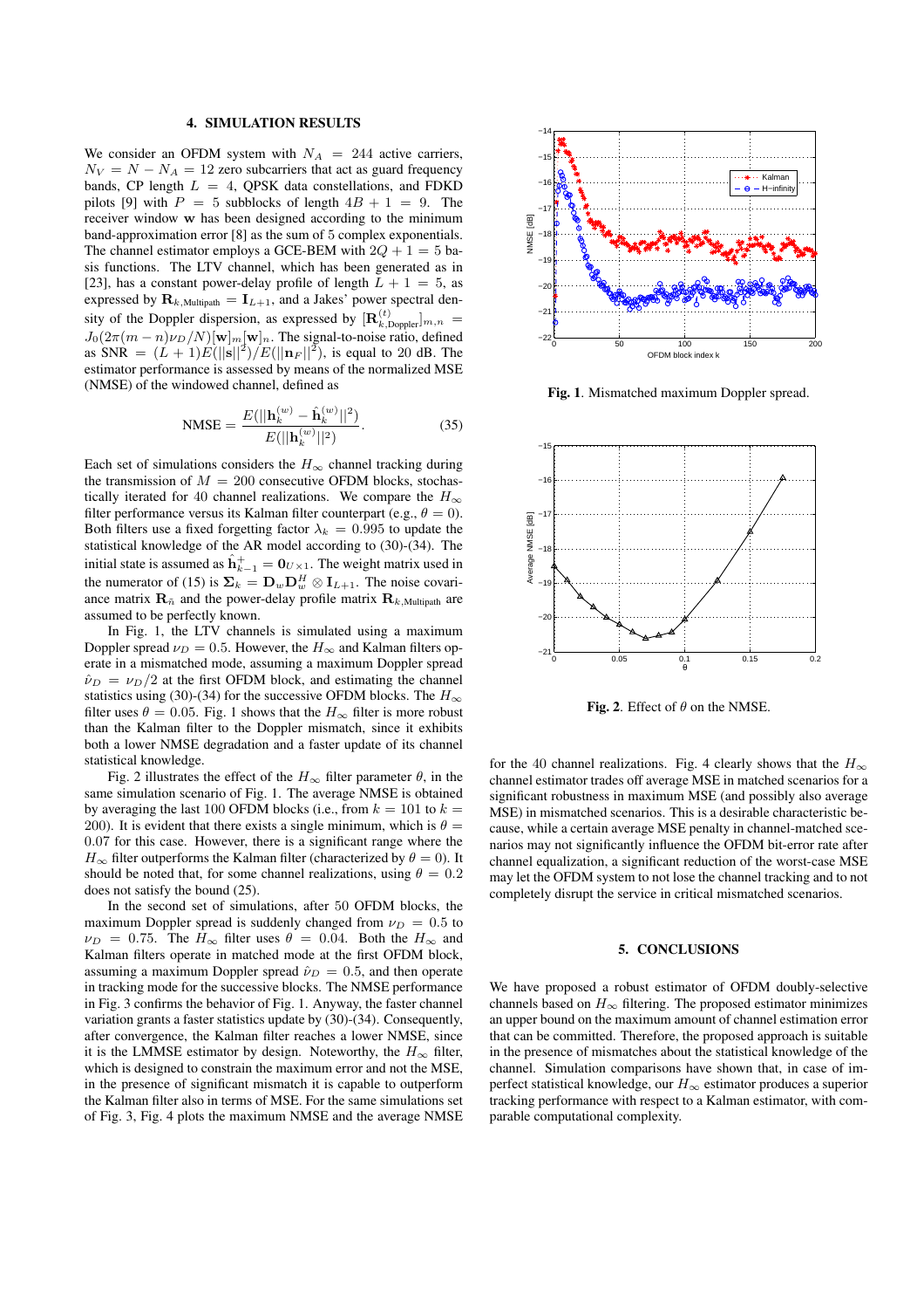## 4. SIMULATION RESULTS

We consider an OFDM system with $N_A = 244$ active carriers, $N_V = N - N_A = 12$ zero subcarriers that act as guard frequency bands, CP length $L = 4$, QPSK data constellations, and FDKD pilots [9] with $P = 5$ subblocks of length $4B + 1 = 9$. The receiver window $\mathbf{w}$ has been designed according to the minimum band-approximation error [8] as the sum of 5 complex exponentials. The channel estimator employs a GCE-BEM with $2Q + 1 = 5$ basis functions. The LTV channel, which has been generated as in [23], has a constant power-delay profile of length $L + 1 = 5$, as expressed by $\mathbf{R}_{k,\text{Multipath}} = \mathbf{I}_{L+1}$, and a Jakes' power spectral density of the Doppler dispersion, as expressed by $[\mathbf{R}^{(t)}_{k,\text{Doppler}}]_{m,n} = J_0(2\pi(m-n)\nu_D/N)[\mathbf{w}]_m[\mathbf{w}]_n$. The signal-to-noise ratio, defined as $\text{SNR} = (L+1)E(||\mathbf{s}||^2)/E(||\mathbf{n}_F||^2)$, is equal to 20 dB. The estimator performance is assessed by means of the normalized MSE (NMSE) of the windowed channel, defined as

$$\text{NMSE} = \frac{E(||\mathbf{h}^{(w)}_k - \hat{\mathbf{h}}^{(w)}_k||^2)}{E(||\mathbf{h}^{(w)}_k||^2)}. \tag{35}$$

Each set of simulations considers the $H_\infty$ channel tracking during the transmission of $M = 200$ consecutive OFDM blocks, stochastically iterated for 40 channel realizations. We compare the $H_\infty$ filter performance versus its Kalman filter counterpart (e.g., $\theta = 0$). Both filters use a fixed forgetting factor $\lambda_k = 0.995$ to update the statistical knowledge of the AR model according to (30)-(34). The initial state is assumed as $\hat{\mathbf{h}}^+_{k-1} = \mathbf{0}_{U\times 1}$. The weight matrix used in the numerator of (15) is $\mathbf{\Sigma}_k = \mathbf{D}_w\mathbf{D}^H_w \otimes \mathbf{I}_{L+1}$. The noise covariance matrix $\mathbf{R}_{\bar{n}}$ and the power-delay profile matrix $\mathbf{R}_{k,\text{Multipath}}$ are assumed to be perfectly known.

In Fig. 1, the LTV channels is simulated using a maximum Doppler spread $\nu_D = 0.5$. However, the $H_\infty$ and Kalman filters operate in a mismatched mode, assuming a maximum Doppler spread $\hat{\nu}_D = \nu_D/2$ at the first OFDM block, and estimating the channel statistics using (30)-(34) for the successive OFDM blocks. The $H_\infty$ filter uses $\theta = 0.05$. Fig. 1 shows that the $H_\infty$ filter is more robust than the Kalman filter to the Doppler mismatch, since it exhibits both a lower NMSE degradation and a faster update of its channel statistical knowledge.

Fig. 2 illustrates the effect of the $H_\infty$ filter parameter $\theta$, in the same simulation scenario of Fig. 1. The average NMSE is obtained by averaging the last 100 OFDM blocks (i.e., from $k = 101$ to $k = 200$). It is evident that there exists a single minimum, which is $\theta = 0.07$ for this case. However, there is a significant range where the $H_\infty$ filter outperforms the Kalman filter (characterized by $\theta = 0$). It should be noted that, for some channel realizations, using $\theta = 0.2$ does not satisfy the bound (25).

In the second set of simulations, after 50 OFDM blocks, the maximum Doppler spread is suddenly changed from $\nu_D = 0.5$ to $\nu_D = 0.75$. The $H_\infty$ filter uses $\theta = 0.04$. Both the $H_\infty$ and Kalman filters operate in matched mode at the first OFDM block, assuming a maximum Doppler spread $\hat{\nu}_D = 0.5$, and then operate in tracking mode for the successive blocks. The NMSE performance in Fig. 3 confirms the behavior of Fig. 1. Anyway, the faster channel variation grants a faster statistics update by (30)-(34). Consequently, after convergence, the Kalman filter reaches a lower NMSE, since it is the LMMSE estimator by design. Noteworthy, the $H_\infty$ filter, which is designed to constrain the maximum error and not the MSE, in the presence of significant mismatch it is capable to outperform the Kalman filter also in terms of MSE. For the same simulations set of Fig. 3, Fig. 4 plots the maximum NMSE and the average NMSE

**Fig. 1**. Mismatched maximum Doppler spread.

**Fig. 2**. Effect of $\theta$ on the NMSE.

for the 40 channel realizations. Fig. 4 clearly shows that the $H_\infty$ channel estimator trades off average MSE in matched scenarios for a significant robustness in maximum MSE (and possibly also average MSE) in mismatched scenarios. This is a desirable characteristic because, while a certain average MSE penalty in channel-matched scenarios may not significantly influence the OFDM bit-error rate after channel equalization, a significant reduction of the worst-case MSE may let the OFDM system to not lose the channel tracking and to not completely disrupt the service in critical mismatched scenarios.

## 5. CONCLUSIONS

We have proposed a robust estimator of OFDM doubly-selective channels based on $H_\infty$ filtering. The proposed estimator minimizes an upper bound on the maximum amount of channel estimation error that can be committed. Therefore, the proposed approach is suitable in the presence of mismatches about the statistical knowledge of the channel. Simulation comparisons have shown that, in case of imperfect statistical knowledge, our $H_\infty$ estimator produces a superior tracking performance with respect to a Kalman estimator, with comparable computational complexity.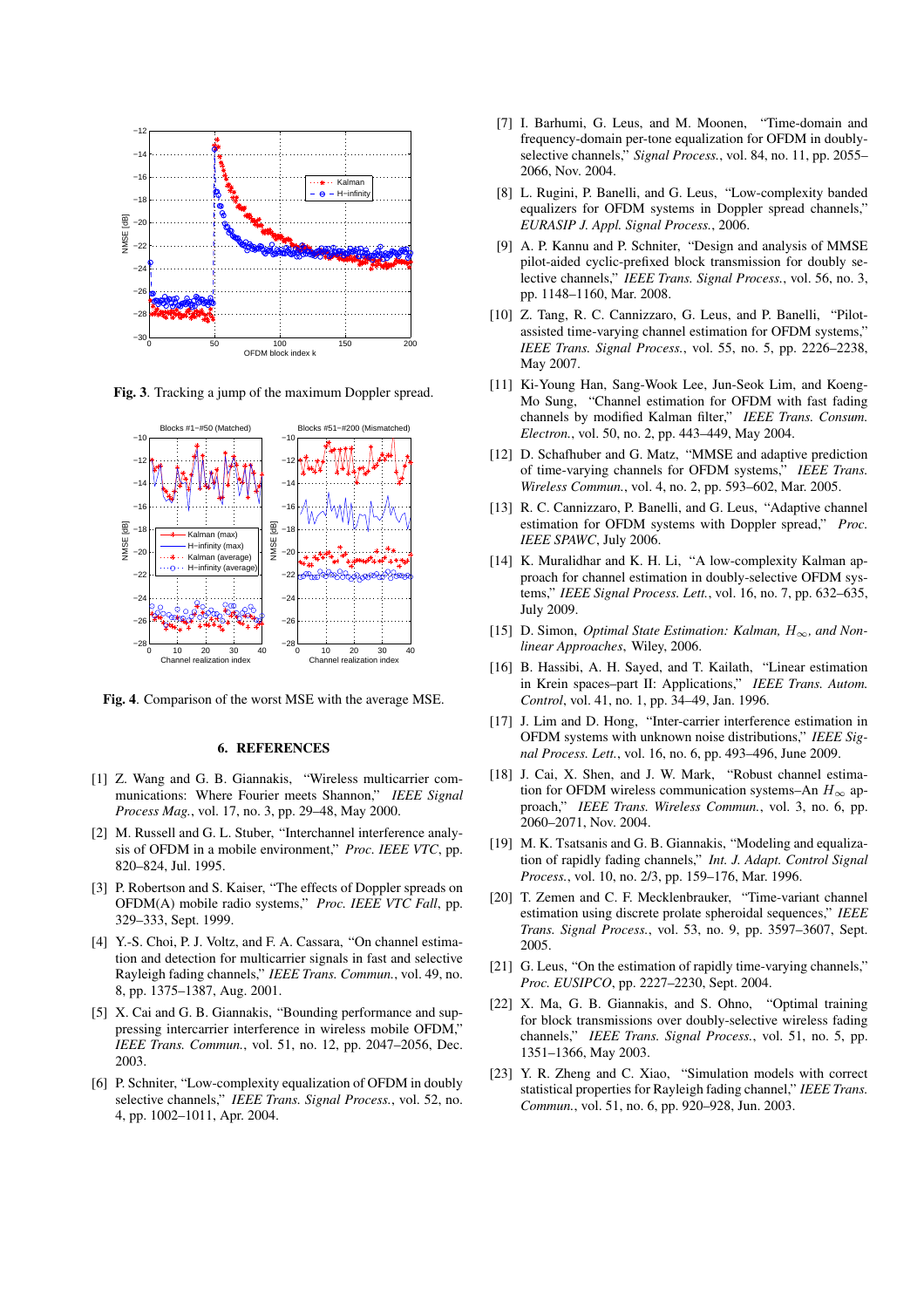−12
−14
−16
−18
−20
−22
−24
−26
−28
−30
NMSE [dB]
0
50
100
150
200
OFDM block index k
Kalman
H−infinity

**Fig. 3**. Tracking a jump of the maximum Doppler spread.

Blocks #1~#50 (Matched)
Blocks #51~#200 (Mismatched)
−10
−12
−14
−16
−18
−20
−22
−24
−26
−28
NMSE [dB]
0
10
20
30
40
Channel realization index
Kalman (max)
H−infinity (max)
Kalman (average)
H−infinity (average)

**Fig. 4**. Comparison of the worst MSE with the average MSE.

## 6. REFERENCES

[1] Z. Wang and G. B. Giannakis, "Wireless multicarrier communications: Where Fourier meets Shannon," *IEEE Signal Process Mag.*, vol. 17, no. 3, pp. 29–48, May 2000.

[2] M. Russell and G. L. Stuber, "Interchannel interference analysis of OFDM in a mobile environment," *Proc. IEEE VTC*, pp. 820–824, Jul. 1995.

[3] P. Robertson and S. Kaiser, "The effects of Doppler spreads on OFDM(A) mobile radio systems," *Proc. IEEE VTC Fall*, pp. 329–333, Sept. 1999.

[4] Y.-S. Choi, P. J. Voltz, and F. A. Cassara, "On channel estimation and detection for multicarrier signals in fast and selective Rayleigh fading channels," *IEEE Trans. Commun.*, vol. 49, no. 8, pp. 1375–1387, Aug. 2001.

[5] X. Cai and G. B. Giannakis, "Bounding performance and suppressing intercarrier interference in wireless mobile OFDM," *IEEE Trans. Commun.*, vol. 51, no. 12, pp. 2047–2056, Dec. 2003.

[6] P. Schniter, "Low-complexity equalization of OFDM in doubly selective channels," *IEEE Trans. Signal Process.*, vol. 52, no. 4, pp. 1002–1011, Apr. 2004.

[7] I. Barhumi, G. Leus, and M. Moonen, "Time-domain and frequency-domain per-tone equalization for OFDM in doubly-selective channels," *Signal Process.*, vol. 84, no. 11, pp. 2055–2066, Nov. 2004.

[8] L. Rugini, P. Banelli, and G. Leus, "Low-complexity banded equalizers for OFDM systems in Doppler spread channels," *EURASIP J. Appl. Signal Process.*, 2006.

[9] A. P. Kannu and P. Schniter, "Design and analysis of MMSE pilot-aided cyclic-prefixed block transmission for doubly selective channels," *IEEE Trans. Signal Process.*, vol. 56, no. 3, pp. 1148–1160, Mar. 2008.

[10] Z. Tang, R. C. Cannizzaro, G. Leus, and P. Banelli, "Pilot-assisted time-varying channel estimation for OFDM systems," *IEEE Trans. Signal Process.*, vol. 55, no. 5, pp. 2226–2238, May 2007.

[11] Ki-Young Han, Sang-Wook Lee, Jun-Seok Lim, and Koeng-Mo Sung, "Channel estimation for OFDM with fast fading channels by modified Kalman filter," *IEEE Trans. Consum. Electron.*, vol. 50, no. 2, pp. 443–449, May 2004.

[12] D. Schafhuber and G. Matz, "MMSE and adaptive prediction of time-varying channels for OFDM systems," *IEEE Trans. Wireless Commun.*, vol. 4, no. 2, pp. 593–602, Mar. 2005.

[13] R. C. Cannizzaro, P. Banelli, and G. Leus, "Adaptive channel estimation for OFDM systems with Doppler spread," *Proc. IEEE SPAWC*, July 2006.

[14] K. Muralidhar and K. H. Li, "A low-complexity Kalman approach for channel estimation in doubly-selective OFDM systems," *IEEE Signal Process. Lett.*, vol. 16, no. 7, pp. 632–635, July 2009.

[15] D. Simon, *Optimal State Estimation: Kalman, $H_\infty$, and Nonlinear Approaches*, Wiley, 2006.

[16] B. Hassibi, A. H. Sayed, and T. Kailath, "Linear estimation in Krein spaces–part II: Applications," *IEEE Trans. Autom. Control*, vol. 41, no. 1, pp. 34–49, Jan. 1996.

[17] J. Lim and D. Hong, "Inter-carrier interference estimation in OFDM systems with unknown noise distributions," *IEEE Signal Process. Lett.*, vol. 16, no. 6, pp. 493–496, June 2009.

[18] J. Cai, X. Shen, and J. W. Mark, "Robust channel estimation for OFDM wireless communication systems–An $H_\infty$ approach," *IEEE Trans. Wireless Commun.*, vol. 3, no. 6, pp. 2060–2071, Nov. 2004.

[19] M. K. Tsatsanis and G. B. Giannakis, "Modeling and equalization of rapidly fading channels," *Int. J. Adapt. Control Signal Process.*, vol. 10, no. 2/3, pp. 159–176, Mar. 1996.

[20] T. Zemen and C. F. Mecklenbrauker, "Time-variant channel estimation using discrete prolate spheroidal sequences," *IEEE Trans. Signal Process.*, vol. 53, no. 9, pp. 3597–3607, Sept. 2005.

[21] G. Leus, "On the estimation of rapidly time-varying channels," *Proc. EUSIPCO*, pp. 2227–2230, Sept. 2004.

[22] X. Ma, G. B. Giannakis, and S. Ohno, "Optimal training for block transmissions over doubly-selective wireless fading channels," *IEEE Trans. Signal Process.*, vol. 51, no. 5, pp. 1351–1366, May 2003.

[23] Y. R. Zheng and C. Xiao, "Simulation models with correct statistical properties for Rayleigh fading channel," *IEEE Trans. Commun.*, vol. 51, no. 6, pp. 920–928, Jun. 2003.